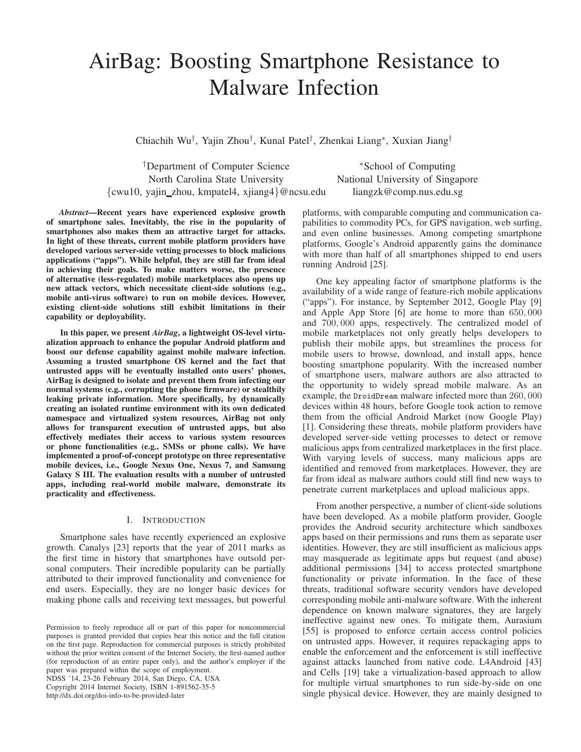# AirBag: Boosting Smartphone Resistance to Malware Infection

Chiachih Wu[†], Yajin Zhou[†], Kunal Patel[†], Zhenkai Liang[*], Xuxian Jiang[†]

[†]Department of Computer Science
North Carolina State University
{cwu10, yajin_zhou, kmpatel4, xjiang4}@ncsu.edu

[*]School of Computing
National University of Singapore
liangzk@comp.nus.edu.sg

***Abstract*—Recent years have experienced explosive growth of smartphone sales. Inevitably, the rise in the popularity of smartphones also makes them an attractive target for attacks. In light of these threats, current mobile platform providers have developed various server-side vetting processes to block malicious applications ("apps"). While helpful, they are still far from ideal in achieving their goals. To make matters worse, the presence of alternative (less-regulated) mobile marketplaces also opens up new attack vectors, which necessitate client-side solutions (e.g., mobile anti-virus software) to run on mobile devices. However, existing client-side solutions still exhibit limitations in their capability or deployability.**

**In this paper, we present *AirBag*, a lightweight OS-level virtualization approach to enhance the popular Android platform and boost our defense capability against mobile malware infection. Assuming a trusted smartphone OS kernel and the fact that untrusted apps will be eventually installed onto users' phones, AirBag is designed to isolate and prevent them from infecting our normal systems (e.g., corrupting the phone firmware) or stealthily leaking private information. More specifically, by dynamically creating an isolated runtime environment with its own dedicated namespace and virtualized system resources, AirBag not only allows for transparent execution of untrusted apps, but also effectively mediates their access to various system resources or phone functionalities (e.g., SMSs or phone calls). We have implemented a proof-of-concept prototype on three representative mobile devices, i.e., Google Nexus One, Nexus 7, and Samsung Galaxy S III. The evaluation results with a number of untrusted apps, including real-world mobile malware, demonstrate its practicality and effectiveness.**

## I. Introduction

Smartphone sales have recently experienced an explosive growth. Canalys [23] reports that the year of 2011 marks as the first time in history that smartphones have outsold personal computers. Their incredible popularity can be partially attributed to their improved functionality and convenience for end users. Especially, they are no longer basic devices for making phone calls and receiving text messages, but powerful platforms, with comparable computing and communication capabilities to commodity PCs, for GPS navigation, web surfing, and even online businesses. Among competing smartphone platforms, Google's Android apparently gains the dominance with more than half of all smartphones shipped to end users running Android [25].

One key appealing factor of smartphone platforms is the availability of a wide range of feature-rich mobile applications ("apps"). For instance, by September 2012, Google Play [9] and Apple App Store [6] are home to more than $650,000$ and $700,000$ apps, respectively. The centralized model of mobile marketplaces not only greatly helps developers to publish their mobile apps, but streamlines the process for mobile users to browse, download, and install apps, hence boosting smartphone popularity. With the increased number of smartphone users, malware authors are also attracted to the opportunity to widely spread mobile malware. As an example, the `DroidDream` malware infected more than $260,000$ devices within 48 hours, before Google took action to remove them from the official Android Market (now Google Play) [1]. Considering these threats, mobile platform providers have developed server-side vetting processes to detect or remove malicious apps from centralized marketplaces in the first place. With varying levels of success, many malicious apps are identified and removed from marketplaces. However, they are far from ideal as malware authors could still find new ways to penetrate current marketplaces and upload malicious apps.

From another perspective, a number of client-side solutions have been developed. As a mobile platform provider, Google provides the Android security architecture which sandboxes apps based on their permissions and runs them as separate user identities. However, they are still insufficient as malicious apps may masquerade as legitimate apps but request (and abuse) additional permissions [34] to access protected smartphone functionality or private information. In the face of these threats, traditional software security vendors have developed corresponding mobile anti-malware software. With the inherent dependence on known malware signatures, they are largely ineffective against new ones. To mitigate them, Aurasium [55] is proposed to enforce certain access control policies on untrusted apps. However, it requires repackaging apps to enable the enforcement and the enforcement is still ineffective against attacks launched from native code. L4Android [43] and Cells [19] take a virtualization-based approach to allow for multiple virtual smartphones to run side-by-side on one single physical device. However, they are mainly designed to

Permission to freely reproduce all or part of this paper for noncommercial purposes is granted provided that copies bear this notice and the full citation on the first page. Reproduction for commercial purposes is strictly prohibited without the prior written consent of the Internet Society, the first-named author (for reproduction of an entire paper only), and the author's employer if the paper was prepared within the scope of employment.
NDSS '14, 23-26 February 2014, San Diego, CA, USA
Copyright 2014 Internet Society, ISBN 1-891562-35-5
http://dx.doi.org/doi-info-to-be-provided-later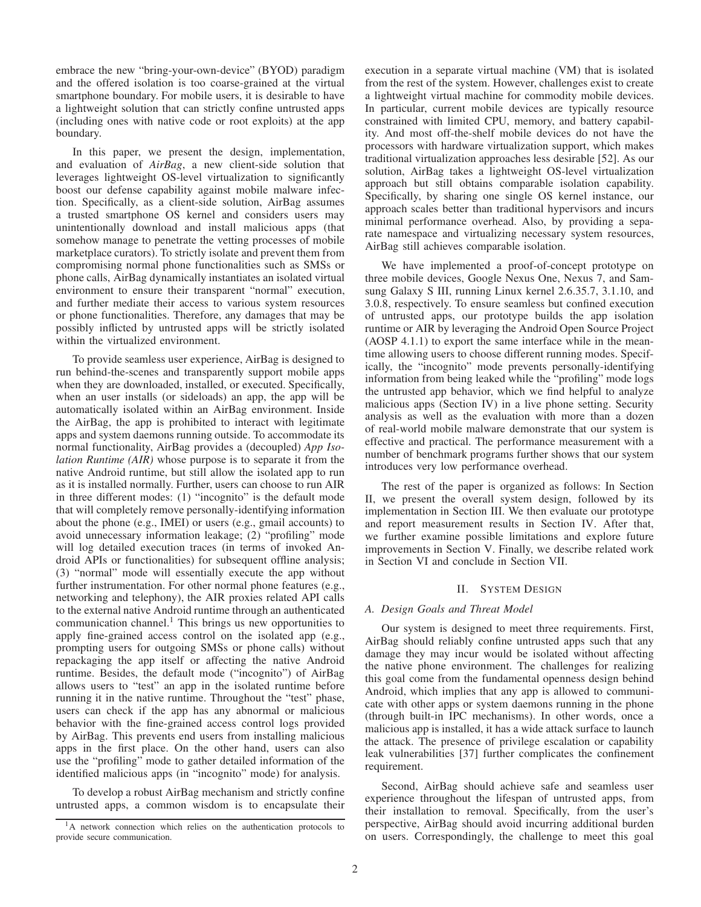embrace the new "bring-your-own-device" (BYOD) paradigm and the offered isolation is too coarse-grained at the virtual smartphone boundary. For mobile users, it is desirable to have a lightweight solution that can strictly confine untrusted apps (including ones with native code or root exploits) at the app boundary.

In this paper, we present the design, implementation, and evaluation of *AirBag*, a new client-side solution that leverages lightweight OS-level virtualization to significantly boost our defense capability against mobile malware infection. Specifically, as a client-side solution, AirBag assumes a trusted smartphone OS kernel and considers users may unintentionally download and install malicious apps (that somehow manage to penetrate the vetting processes of mobile marketplace curators). To strictly isolate and prevent them from compromising normal phone functionalities such as SMSs or phone calls, AirBag dynamically instantiates an isolated virtual environment to ensure their transparent "normal" execution, and further mediate their access to various system resources or phone functionalities. Therefore, any damages that may be possibly inflicted by untrusted apps will be strictly isolated within the virtualized environment.

To provide seamless user experience, AirBag is designed to run behind-the-scenes and transparently support mobile apps when they are downloaded, installed, or executed. Specifically, when an user installs (or sideloads) an app, the app will be automatically isolated within an AirBag environment. Inside the AirBag, the app is prohibited to interact with legitimate apps and system daemons running outside. To accommodate its normal functionality, AirBag provides a (decoupled) *App Isolation Runtime (AIR)* whose purpose is to separate it from the native Android runtime, but still allow the isolated app to run as it is installed normally. Further, users can choose to run AIR in three different modes: (1) "incognito" is the default mode that will completely remove personally-identifying information about the phone (e.g., IMEI) or users (e.g., gmail accounts) to avoid unnecessary information leakage; (2) "profiling" mode will log detailed execution traces (in terms of invoked Android APIs or functionalities) for subsequent offline analysis; (3) "normal" mode will essentially execute the app without further instrumentation. For other normal phone features (e.g., networking and telephony), the AIR proxies related API calls to the external native Android runtime through an authenticated communication channel.[1] This brings us new opportunities to apply fine-grained access control on the isolated app (e.g., prompting users for outgoing SMSs or phone calls) without repackaging the app itself or affecting the native Android runtime. Besides, the default mode ("incognito") of AirBag allows users to "test" an app in the isolated runtime before running it in the native runtime. Throughout the "test" phase, users can check if the app has any abnormal or malicious behavior with the fine-grained access control logs provided by AirBag. This prevents end users from installing malicious apps in the first place. On the other hand, users can also use the "profiling" mode to gather detailed information of the identified malicious apps (in "incognito" mode) for analysis.

To develop a robust AirBag mechanism and strictly confine untrusted apps, a common wisdom is to encapsulate their execution in a separate virtual machine (VM) that is isolated from the rest of the system. However, challenges exist to create a lightweight virtual machine for commodity mobile devices. In particular, current mobile devices are typically resource constrained with limited CPU, memory, and battery capability. And most off-the-shelf mobile devices do not have the processors with hardware virtualization support, which makes traditional virtualization approaches less desirable [52]. As our solution, AirBag takes a lightweight OS-level virtualization approach but still obtains comparable isolation capability. Specifically, by sharing one single OS kernel instance, our approach scales better than traditional hypervisors and incurs minimal performance overhead. Also, by providing a separate namespace and virtualizing necessary system resources, AirBag still achieves comparable isolation.

We have implemented a proof-of-concept prototype on three mobile devices, Google Nexus One, Nexus 7, and Samsung Galaxy S III, running Linux kernel 2.6.35.7, 3.1.10, and 3.0.8, respectively. To ensure seamless but confined execution of untrusted apps, our prototype builds the app isolation runtime or AIR by leveraging the Android Open Source Project (AOSP 4.1.1) to export the same interface while in the meantime allowing users to choose different running modes. Specifically, the "incognito" mode prevents personally-identifying information from being leaked while the "profiling" mode logs the untrusted app behavior, which we find helpful to analyze malicious apps (Section IV) in a live phone setting. Security analysis as well as the evaluation with more than a dozen of real-world mobile malware demonstrate that our system is effective and practical. The performance measurement with a number of benchmark programs further shows that our system introduces very low performance overhead.

The rest of the paper is organized as follows: In Section II, we present the overall system design, followed by its implementation in Section III. We then evaluate our prototype and report measurement results in Section IV. After that, we further examine possible limitations and explore future improvements in Section V. Finally, we describe related work in Section VI and conclude in Section VII.

## II. System Design

### A. Design Goals and Threat Model

Our system is designed to meet three requirements. First, AirBag should reliably confine untrusted apps such that any damage they may incur would be isolated without affecting the native phone environment. The challenges for realizing this goal come from the fundamental openness design behind Android, which implies that any app is allowed to communicate with other apps or system daemons running in the phone (through built-in IPC mechanisms). In other words, once a malicious app is installed, it has a wide attack surface to launch the attack. The presence of privilege escalation or capability leak vulnerabilities [37] further complicates the confinement requirement.

Second, AirBag should achieve safe and seamless user experience throughout the lifespan of untrusted apps, from their installation to removal. Specifically, from the user's perspective, AirBag should avoid incurring additional burden on users. Correspondingly, the challenge to meet this goal

[1] A network connection which relies on the authentication protocols to provide secure communication.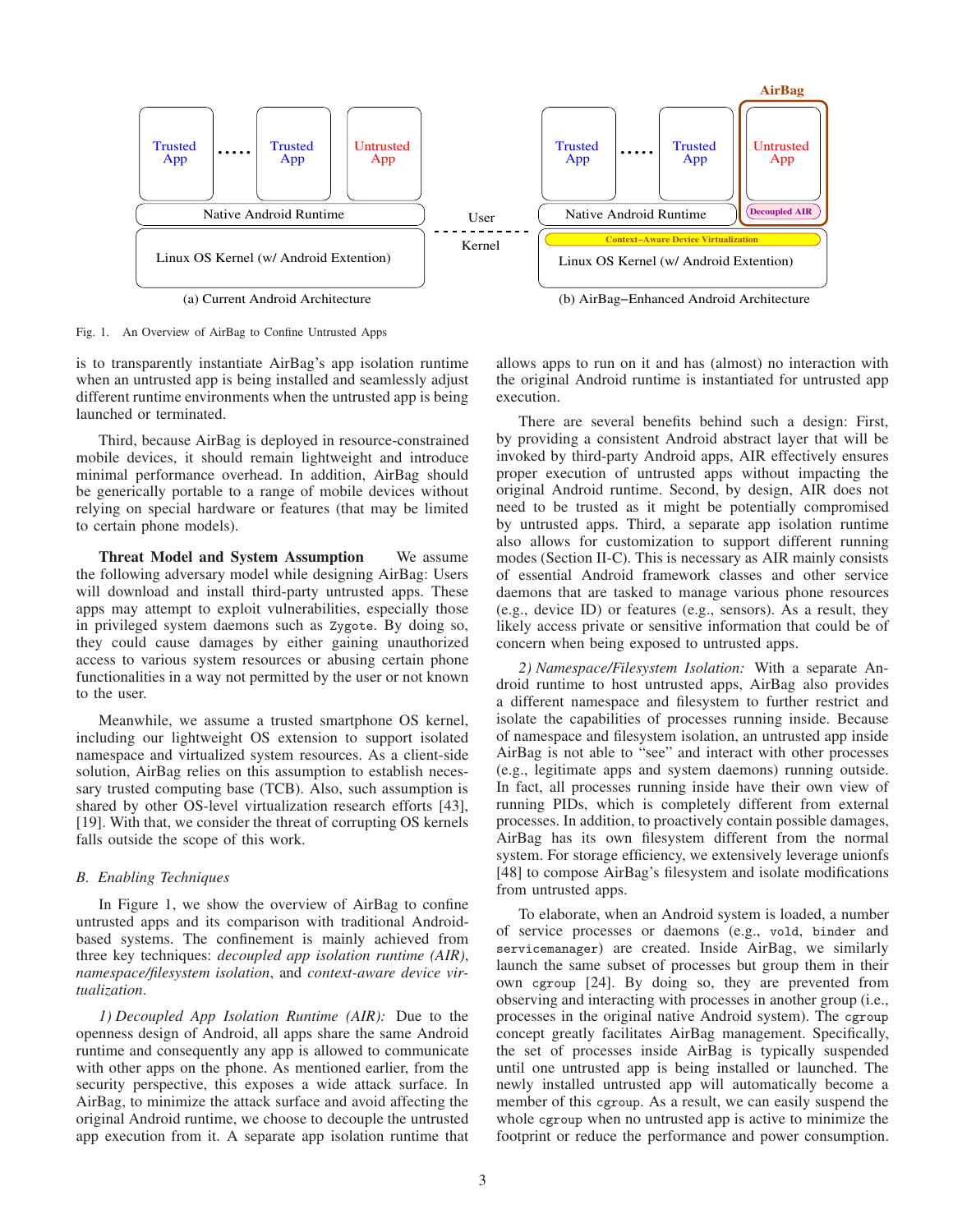AirBag

Trusted App ..... Trusted App Untrusted App

Native Android Runtime

Linux OS Kernel (w/ Android Extention)

(a) Current Android Architecture

User

Kernel

Trusted App ..... Trusted App Untrusted App

Native Android Runtime Decoupled AIR

Context–Aware Device Virtualization

Linux OS Kernel (w/ Android Extention)

(b) AirBag–Enhanced Android Architecture

Fig. 1. An Overview of AirBag to Confine Untrusted Apps

is to transparently instantiate AirBag's app isolation runtime when an untrusted app is being installed and seamlessly adjust different runtime environments when the untrusted app is being launched or terminated.

Third, because AirBag is deployed in resource-constrained mobile devices, it should remain lightweight and introduce minimal performance overhead. In addition, AirBag should be generically portable to a range of mobile devices without relying on special hardware or features (that may be limited to certain phone models).

**Threat Model and System Assumption** We assume the following adversary model while designing AirBag: Users will download and install third-party untrusted apps. These apps may attempt to exploit vulnerabilities, especially those in privileged system daemons such as `Zygote`. By doing so, they could cause damages by either gaining unauthorized access to various system resources or abusing certain phone functionalities in a way not permitted by the user or not known to the user.

Meanwhile, we assume a trusted smartphone OS kernel, including our lightweight OS extension to support isolated namespace and virtualized system resources. As a client-side solution, AirBag relies on this assumption to establish necessary trusted computing base (TCB). Also, such assumption is shared by other OS-level virtualization research efforts [43], [19]. With that, we consider the threat of corrupting OS kernels falls outside the scope of this work.

## *B. Enabling Techniques*

In Figure 1, we show the overview of AirBag to confine untrusted apps and its comparison with traditional Android-based systems. The confinement is mainly achieved from three key techniques: *decoupled app isolation runtime (AIR)*, *namespace/filesystem isolation*, and *context-aware device virtualization*.

*1) Decoupled App Isolation Runtime (AIR):* Due to the openness design of Android, all apps share the same Android runtime and consequently any app is allowed to communicate with other apps on the phone. As mentioned earlier, from the security perspective, this exposes a wide attack surface. In AirBag, to minimize the attack surface and avoid affecting the original Android runtime, we choose to decouple the untrusted app execution from it. A separate app isolation runtime that allows apps to run on it and has (almost) no interaction with the original Android runtime is instantiated for untrusted app execution.

There are several benefits behind such a design: First, by providing a consistent Android abstract layer that will be invoked by third-party Android apps, AIR effectively ensures proper execution of untrusted apps without impacting the original Android runtime. Second, by design, AIR does not need to be trusted as it might be potentially compromised by untrusted apps. Third, a separate app isolation runtime also allows for customization to support different running modes (Section II-C). This is necessary as AIR mainly consists of essential Android framework classes and other service daemons that are tasked to manage various phone resources (e.g., device ID) or features (e.g., sensors). As a result, they likely access private or sensitive information that could be of concern when being exposed to untrusted apps.

*2) Namespace/Filesystem Isolation:* With a separate Android runtime to host untrusted apps, AirBag also provides a different namespace and filesystem to further restrict and isolate the capabilities of processes running inside. Because of namespace and filesystem isolation, an untrusted app inside AirBag is not able to "see" and interact with other processes (e.g., legitimate apps and system daemons) running outside. In fact, all processes running inside have their own view of running PIDs, which is completely different from external processes. In addition, to proactively contain possible damages, AirBag has its own filesystem different from the normal system. For storage efficiency, we extensively leverage unionfs [48] to compose AirBag's filesystem and isolate modifications from untrusted apps.

To elaborate, when an Android system is loaded, a number of service processes or daemons (e.g., `vold`, `binder` and `servicemanager`) are created. Inside AirBag, we similarly launch the same subset of processes but group them in their own `cgroup` [24]. By doing so, they are prevented from observing and interacting with processes in another group (i.e., processes in the original native Android system). The `cgroup` concept greatly facilitates AirBag management. Specifically, the set of processes inside AirBag is typically suspended until one untrusted app is being installed or launched. The newly installed untrusted app will automatically become a member of this `cgroup`. As a result, we can easily suspend the whole `cgroup` when no untrusted app is active to minimize the footprint or reduce the performance and power consumption.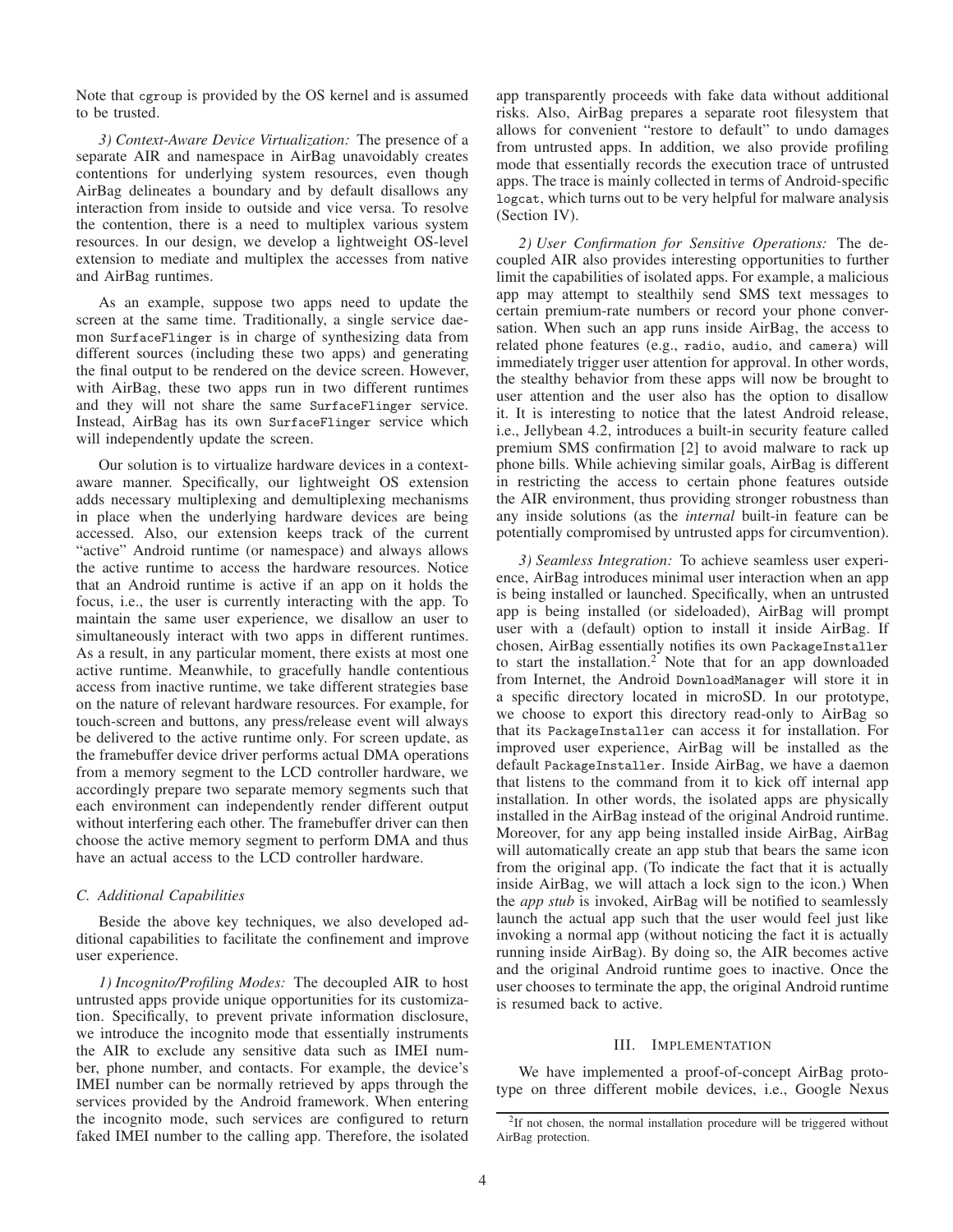Note that `cgroup` is provided by the OS kernel and is assumed to be trusted.

*3) Context-Aware Device Virtualization:* The presence of a separate AIR and namespace in AirBag unavoidably creates contentions for underlying system resources, even though AirBag delineates a boundary and by default disallows any interaction from inside to outside and vice versa. To resolve the contention, there is a need to multiplex various system resources. In our design, we develop a lightweight OS-level extension to mediate and multiplex the accesses from native and AirBag runtimes.

As an example, suppose two apps need to update the screen at the same time. Traditionally, a single service daemon `SurfaceFlinger` is in charge of synthesizing data from different sources (including these two apps) and generating the final output to be rendered on the device screen. However, with AirBag, these two apps run in two different runtimes and they will not share the same `SurfaceFlinger` service. Instead, AirBag has its own `SurfaceFlinger` service which will independently update the screen.

Our solution is to virtualize hardware devices in a context-aware manner. Specifically, our lightweight OS extension adds necessary multiplexing and demultiplexing mechanisms in place when the underlying hardware devices are being accessed. Also, our extension keeps track of the current "active" Android runtime (or namespace) and always allows the active runtime to access the hardware resources. Notice that an Android runtime is active if an app on it holds the focus, i.e., the user is currently interacting with the app. To maintain the same user experience, we disallow an user to simultaneously interact with two apps in different runtimes. As a result, in any particular moment, there exists at most one active runtime. Meanwhile, to gracefully handle contentious access from inactive runtime, we take different strategies base on the nature of relevant hardware resources. For example, for touch-screen and buttons, any press/release event will always be delivered to the active runtime only. For screen update, as the framebuffer device driver performs actual DMA operations from a memory segment to the LCD controller hardware, we accordingly prepare two separate memory segments such that each environment can independently render different output without interfering each other. The framebuffer driver can then choose the active memory segment to perform DMA and thus have an actual access to the LCD controller hardware.

### C. Additional Capabilities

Beside the above key techniques, we also developed additional capabilities to facilitate the confinement and improve user experience.

*1) Incognito/Profiling Modes:* The decoupled AIR to host untrusted apps provide unique opportunities for its customization. Specifically, to prevent private information disclosure, we introduce the incognito mode that essentially instruments the AIR to exclude any sensitive data such as IMEI number, phone number, and contacts. For example, the device's IMEI number can be normally retrieved by apps through the services provided by the Android framework. When entering the incognito mode, such services are configured to return faked IMEI number to the calling app. Therefore, the isolated app transparently proceeds with fake data without additional risks. Also, AirBag prepares a separate root filesystem that allows for convenient "restore to default" to undo damages from untrusted apps. In addition, we also provide profiling mode that essentially records the execution trace of untrusted apps. The trace is mainly collected in terms of Android-specific `logcat`, which turns out to be very helpful for malware analysis (Section IV).

*2) User Confirmation for Sensitive Operations:* The decoupled AIR also provides interesting opportunities to further limit the capabilities of isolated apps. For example, a malicious app may attempt to stealthily send SMS text messages to certain premium-rate numbers or record your phone conversation. When such an app runs inside AirBag, the access to related phone features (e.g., `radio`, `audio`, and `camera`) will immediately trigger user attention for approval. In other words, the stealthy behavior from these apps will now be brought to user attention and the user also has the option to disallow it. It is interesting to notice that the latest Android release, i.e., Jellybean 4.2, introduces a built-in security feature called premium SMS confirmation [2] to avoid malware to rack up phone bills. While achieving similar goals, AirBag is different in restricting the access to certain phone features outside the AIR environment, thus providing stronger robustness than any inside solutions (as the *internal* built-in feature can be potentially compromised by untrusted apps for circumvention).

*3) Seamless Integration:* To achieve seamless user experience, AirBag introduces minimal user interaction when an app is being installed or launched. Specifically, when an untrusted app is being installed (or sideloaded), AirBag will prompt user with a (default) option to install it inside AirBag. If chosen, AirBag essentially notifies its own `PackageInstaller` to start the installation.[2] Note that for an app downloaded from Internet, the Android `DownloadManager` will store it in a specific directory located in microSD. In our prototype, we choose to export this directory read-only to AirBag so that its `PackageInstaller` can access it for installation. For improved user experience, AirBag will be installed as the default `PackageInstaller`. Inside AirBag, we have a daemon that listens to the command from it to kick off internal app installation. In other words, the isolated apps are physically installed in the AirBag instead of the original Android runtime. Moreover, for any app being installed inside AirBag, AirBag will automatically create an app stub that bears the same icon from the original app. (To indicate the fact that it is actually inside AirBag, we will attach a lock sign to the icon.) When the *app stub* is invoked, AirBag will be notified to seamlessly launch the actual app such that the user would feel just like invoking a normal app (without noticing the fact it is actually running inside AirBag). By doing so, the AIR becomes active and the original Android runtime goes to inactive. Once the user chooses to terminate the app, the original Android runtime is resumed back to active.

## III. Implementation

We have implemented a proof-of-concept AirBag prototype on three different mobile devices, i.e., Google Nexus

[2] If not chosen, the normal installation procedure will be triggered without AirBag protection.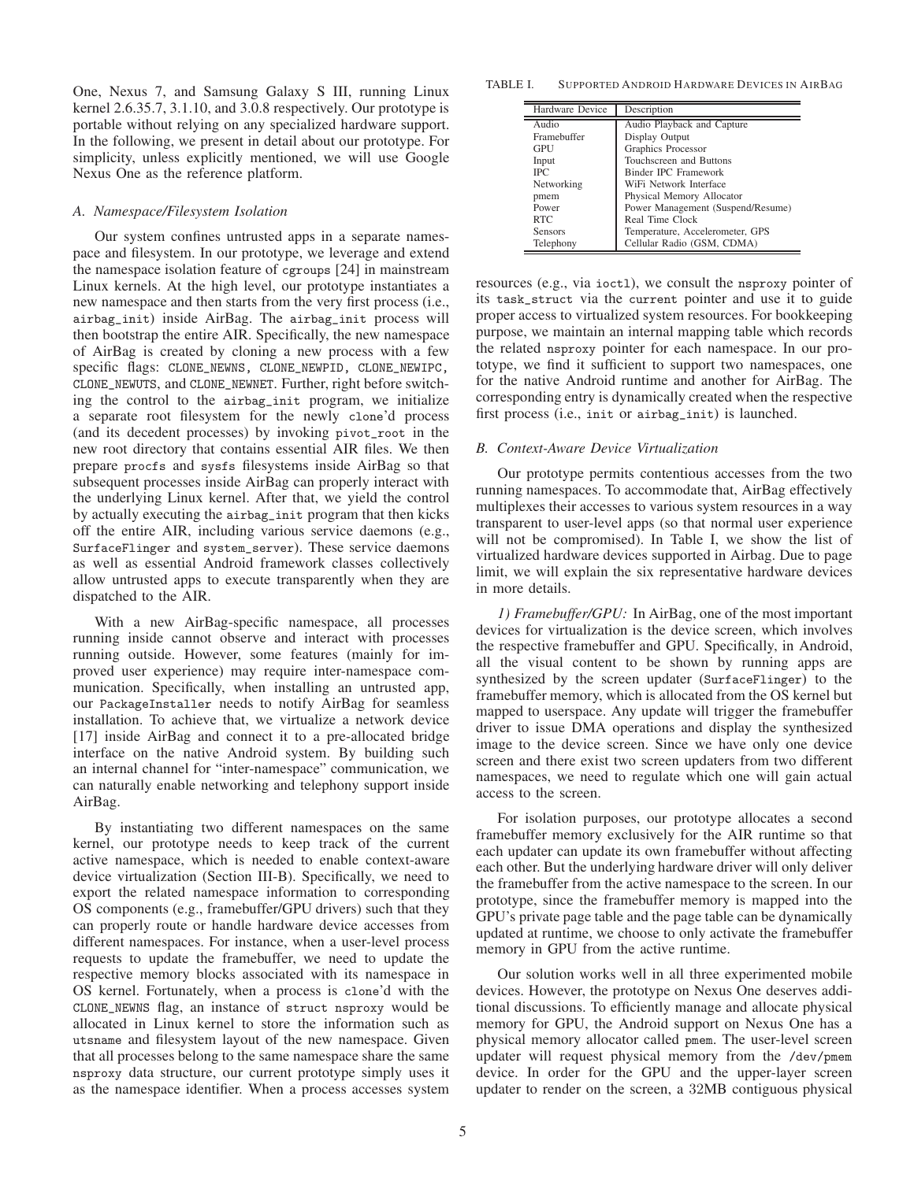One, Nexus 7, and Samsung Galaxy S III, running Linux kernel 2.6.35.7, 3.1.10, and 3.0.8 respectively. Our prototype is portable without relying on any specialized hardware support. In the following, we present in detail about our prototype. For simplicity, unless explicitly mentioned, we will use Google Nexus One as the reference platform.

### *A. Namespace/Filesystem Isolation*

Our system confines untrusted apps in a separate namespace and filesystem. In our prototype, we leverage and extend the namespace isolation feature of `cgroups` [24] in mainstream Linux kernels. At the high level, our prototype instantiates a new namespace and then starts from the very first process (i.e., `airbag_init`) inside AirBag. The `airbag_init` process will then bootstrap the entire AIR. Specifically, the new namespace of AirBag is created by cloning a new process with a few specific flags: `CLONE_NEWNS`, `CLONE_NEWPID`, `CLONE_NEWIPC`, `CLONE_NEWUTS`, and `CLONE_NEWNET`. Further, right before switching the control to the `airbag_init` program, we initialize a separate root filesystem for the newly `clone`'d process (and its decedent processes) by invoking `pivot_root` in the new root directory that contains essential AIR files. We then prepare `procfs` and `sysfs` filesystems inside AirBag so that subsequent processes inside AirBag can properly interact with the underlying Linux kernel. After that, we yield the control by actually executing the `airbag_init` program that then kicks off the entire AIR, including various service daemons (e.g., `SurfaceFlinger` and `system_server`). These service daemons as well as essential Android framework classes collectively allow untrusted apps to execute transparently when they are dispatched to the AIR.

With a new AirBag-specific namespace, all processes running inside cannot observe and interact with processes running outside. However, some features (mainly for improved user experience) may require inter-namespace communication. Specifically, when installing an untrusted app, our `PackageInstaller` needs to notify AirBag for seamless installation. To achieve that, we virtualize a network device [17] inside AirBag and connect it to a pre-allocated bridge interface on the native Android system. By building such an internal channel for "inter-namespace" communication, we can naturally enable networking and telephony support inside AirBag.

By instantiating two different namespaces on the same kernel, our prototype needs to keep track of the current active namespace, which is needed to enable context-aware device virtualization (Section III-B). Specifically, we need to export the related namespace information to corresponding OS components (e.g., framebuffer/GPU drivers) such that they can properly route or handle hardware device accesses from different namespaces. For instance, when a user-level process requests to update the framebuffer, we need to update the respective memory blocks associated with its namespace in OS kernel. Fortunately, when a process is `clone`'d with the `CLONE_NEWNS` flag, an instance of `struct nsproxy` would be allocated in Linux kernel to store the information such as `utsname` and filesystem layout of the new namespace. Given that all processes belong to the same namespace share the same `nsproxy` data structure, our current prototype simply uses it as the namespace identifier. When a process accesses system resources (e.g., via `ioctl`), we consult the `nsproxy` pointer of its `task_struct` via the `current` pointer and use it to guide proper access to virtualized system resources. For bookkeeping purpose, we maintain an internal mapping table which records the related `nsproxy` pointer for each namespace. In our prototype, we find it sufficient to support two namespaces, one for the native Android runtime and another for AirBag. The corresponding entry is dynamically created when the respective first process (i.e., `init` or `airbag_init`) is launched.

TABLE I. SUPPORTED ANDROID HARDWARE DEVICES IN AIRBAG

| Hardware Device | Description |
|---|---|
| Audio | Audio Playback and Capture |
| Framebuffer | Display Output |
| GPU | Graphics Processor |
| Input | Touchscreen and Buttons |
| IPC | Binder IPC Framework |
| Networking | WiFi Network Interface |
| pmem | Physical Memory Allocator |
| Power | Power Management (Suspend/Resume) |
| RTC | Real Time Clock |
| Sensors | Temperature, Accelerometer, GPS |
| Telephony | Cellular Radio (GSM, CDMA) |

### *B. Context-Aware Device Virtualization*

Our prototype permits contentious accesses from the two running namespaces. To accommodate that, AirBag effectively multiplexes their accesses to various system resources in a way transparent to user-level apps (so that normal user experience will not be compromised). In Table I, we show the list of virtualized hardware devices supported in Airbag. Due to page limit, we will explain the six representative hardware devices in more details.

*1) Framebuffer/GPU:* In AirBag, one of the most important devices for virtualization is the device screen, which involves the respective framebuffer and GPU. Specifically, in Android, all the visual content to be shown by running apps are synthesized by the screen updater (`SurfaceFlinger`) to the framebuffer memory, which is allocated from the OS kernel but mapped to userspace. Any update will trigger the framebuffer driver to issue DMA operations and display the synthesized image to the device screen. Since we have only one device screen and there exist two screen updaters from two different namespaces, we need to regulate which one will gain actual access to the screen.

For isolation purposes, our prototype allocates a second framebuffer memory exclusively for the AIR runtime so that each updater can update its own framebuffer without affecting each other. But the underlying hardware driver will only deliver the framebuffer from the active namespace to the screen. In our prototype, since the framebuffer memory is mapped into the GPU's private page table and the page table can be dynamically updated at runtime, we choose to only activate the framebuffer memory in GPU from the active runtime.

Our solution works well in all three experimented mobile devices. However, the prototype on Nexus One deserves additional discussions. To efficiently manage and allocate physical memory for GPU, the Android support on Nexus One has a physical memory allocator called `pmem`. The user-level screen updater will request physical memory from the `/dev/pmem` device. In order for the GPU and the upper-layer screen updater to render on the screen, a 32MB contiguous physical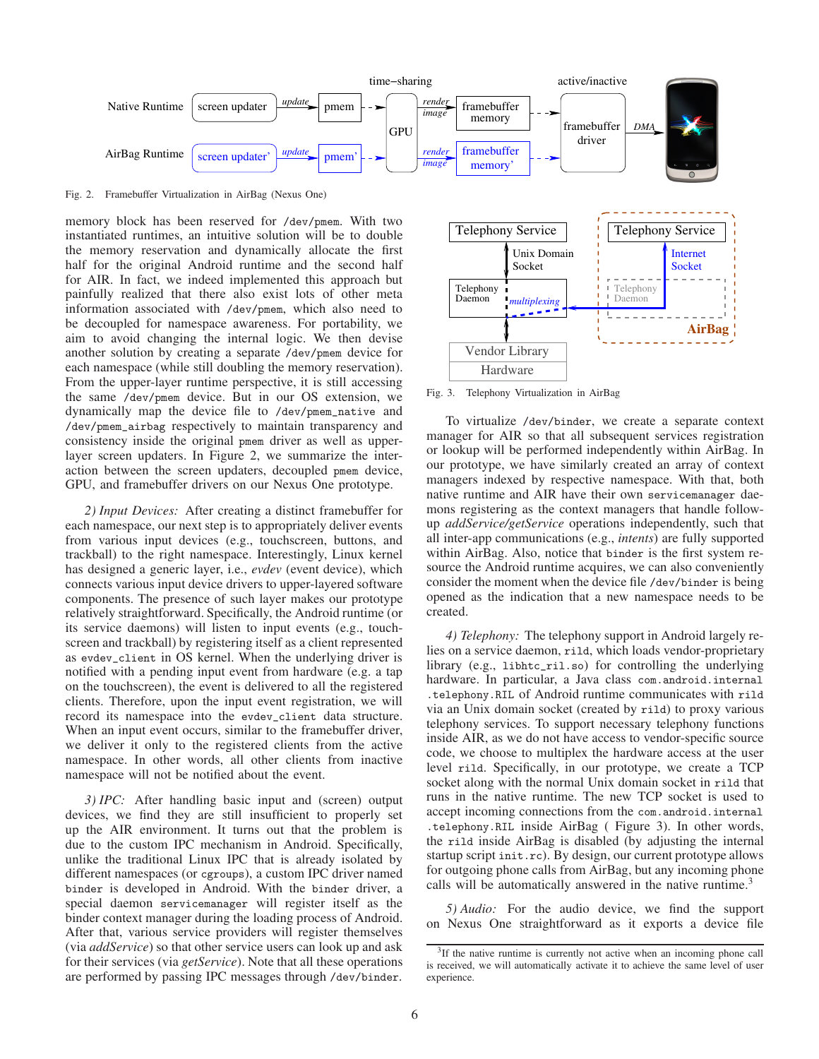Native Runtime
screen updater
update
pmem
time–sharing
GPU
render image
framebuffer memory
active/inactive
framebuffer driver
DMA
AirBag Runtime
screen updater'
update
pmem'
render image
framebuffer memory'

Fig. 2. Framebuffer Virtualization in AirBag (Nexus One)

memory block has been reserved for `/dev/pmem`. With two instantiated runtimes, an intuitive solution will be to double the memory reservation and dynamically allocate the first half for the original Android runtime and the second half for AIR. In fact, we indeed implemented this approach but painfully realized that there also exist lots of other meta information associated with `/dev/pmem`, which also need to be decoupled for namespace awareness. For portability, we aim to avoid changing the internal logic. We then devise another solution by creating a separate `/dev/pmem` device for each namespace (while still doubling the memory reservation). From the upper-layer runtime perspective, it is still accessing the same `/dev/pmem` device. But in our OS extension, we dynamically map the device file to `/dev/pmem_native` and `/dev/pmem_airbag` respectively to maintain transparency and consistency inside the original `pmem` driver as well as upper-layer screen updaters. In Figure 2, we summarize the interaction between the screen updaters, decoupled `pmem` device, GPU, and framebuffer drivers on our Nexus One prototype.

*2) Input Devices:* After creating a distinct framebuffer for each namespace, our next step is to appropriately deliver events from various input devices (e.g., touchscreen, buttons, and trackball) to the right namespace. Interestingly, Linux kernel has designed a generic layer, i.e., *evdev* (event device), which connects various input device drivers to upper-layered software components. The presence of such layer makes our prototype relatively straightforward. Specifically, the Android runtime (or its service daemons) will listen to input events (e.g., touchscreen and trackball) by registering itself as a client represented as `evdev_client` in OS kernel. When the underlying driver is notified with a pending input event from hardware (e.g. a tap on the touchscreen), the event is delivered to all the registered clients. Therefore, upon the input event registration, we will record its namespace into the `evdev_client` data structure. When an input event occurs, similar to the framebuffer driver, we deliver it only to the registered clients from the active namespace. In other words, all other clients from inactive namespace will not be notified about the event.

*3) IPC:* After handling basic input and (screen) output devices, we find they are still insufficient to properly set up the AIR environment. It turns out that the problem is due to the custom IPC mechanism in Android. Specifically, unlike the traditional Linux IPC that is already isolated by different namespaces (or `cgroups`), a custom IPC driver named `binder` is developed in Android. With the `binder` driver, a special daemon `servicemanager` will register itself as the binder context manager during the loading process of Android. After that, various service providers will register themselves (via *addService*) so that other service users can look up and ask for their services (via *getService*). Note that all these operations are performed by passing IPC messages through `/dev/binder`.

Telephony Service
Unix Domain Socket
Telephony Daemon
multiplexing
Vendor Library
Hardware
Telephony Service
Internet Socket
Telephony Daemon
AirBag

Fig. 3. Telephony Virtualization in AirBag

To virtualize `/dev/binder`, we create a separate context manager for AIR so that all subsequent services registration or lookup will be performed independently within AirBag. In our prototype, we have similarly created an array of context managers indexed by respective namespace. With that, both native runtime and AIR have their own `servicemanager` daemons registering as the context managers that handle follow-up *addService/getService* operations independently, such that all inter-app communications (e.g., *intents*) are fully supported within AirBag. Also, notice that `binder` is the first system resource the Android runtime acquires, we can also conveniently consider the moment when the device file `/dev/binder` is being opened as the indication that a new namespace needs to be created.

*4) Telephony:* The telephony support in Android largely relies on a service daemon, `rild`, which loads vendor-proprietary library (e.g., `libhtc_ril.so`) for controlling the underlying hardware. In particular, a Java class `com.android.internal.telephony.RIL` of Android runtime communicates with `rild` via an Unix domain socket (created by `rild`) to proxy various telephony services. To support necessary telephony functions inside AIR, as we do not have access to vendor-specific source code, we choose to multiplex the hardware access at the user level `rild`. Specifically, in our prototype, we create a TCP socket along with the normal Unix domain socket in `rild` that runs in the native runtime. The new TCP socket is used to accept incoming connections from the `com.android.internal.telephony.RIL` inside AirBag ( Figure 3). In other words, the `rild` inside AirBag is disabled (by adjusting the internal startup script `init.rc`). By design, our current prototype allows for outgoing phone calls from AirBag, but any incoming phone calls will be automatically answered in the native runtime.[3]

*5) Audio:* For the audio device, we find the support on Nexus One straightforward as it exports a device file

[3] If the native runtime is currently not active when an incoming phone call is received, we will automatically activate it to achieve the same level of user experience.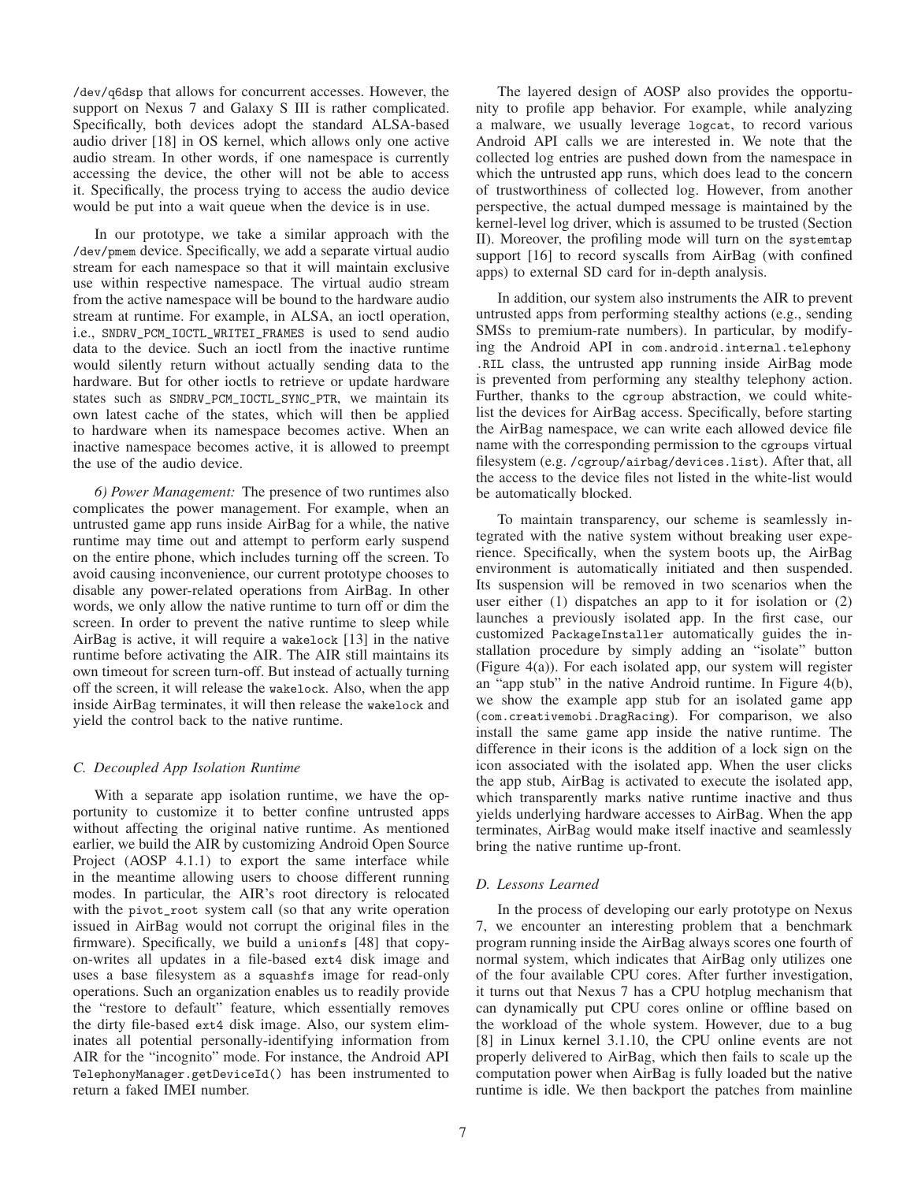/dev/q6dsp that allows for concurrent accesses. However, the support on Nexus 7 and Galaxy S III is rather complicated. Specifically, both devices adopt the standard ALSA-based audio driver [18] in OS kernel, which allows only one active audio stream. In other words, if one namespace is currently accessing the device, the other will not be able to access it. Specifically, the process trying to access the audio device would be put into a wait queue when the device is in use.

In our prototype, we take a similar approach with the /dev/pmem device. Specifically, we add a separate virtual audio stream for each namespace so that it will maintain exclusive use within respective namespace. The virtual audio stream from the active namespace will be bound to the hardware audio stream at runtime. For example, in ALSA, an ioctl operation, i.e., SNDRV_PCM_IOCTL_WRITEI_FRAMES is used to send audio data to the device. Such an ioctl from the inactive runtime would silently return without actually sending data to the hardware. But for other ioctls to retrieve or update hardware states such as SNDRV_PCM_IOCTL_SYNC_PTR, we maintain its own latest cache of the states, which will then be applied to hardware when its namespace becomes active. When an inactive namespace becomes active, it is allowed to preempt the use of the audio device.

*6) Power Management:* The presence of two runtimes also complicates the power management. For example, when an untrusted game app runs inside AirBag for a while, the native runtime may time out and attempt to perform early suspend on the entire phone, which includes turning off the screen. To avoid causing inconvenience, our current prototype chooses to disable any power-related operations from AirBag. In other words, we only allow the native runtime to turn off or dim the screen. In order to prevent the native runtime to sleep while AirBag is active, it will require a wakelock [13] in the native runtime before activating the AIR. The AIR still maintains its own timeout for screen turn-off. But instead of actually turning off the screen, it will release the wakelock. Also, when the app inside AirBag terminates, it will then release the wakelock and yield the control back to the native runtime.

### C. Decoupled App Isolation Runtime

With a separate app isolation runtime, we have the opportunity to customize it to better confine untrusted apps without affecting the original native runtime. As mentioned earlier, we build the AIR by customizing Android Open Source Project (AOSP 4.1.1) to export the same interface while in the meantime allowing users to choose different running modes. In particular, the AIR's root directory is relocated with the pivot_root system call (so that any write operation issued in AirBag would not corrupt the original files in the firmware). Specifically, we build a unionfs [48] that copy-on-writes all updates in a file-based ext4 disk image and uses a base filesystem as a squashfs image for read-only operations. Such an organization enables us to readily provide the "restore to default" feature, which essentially removes the dirty file-based ext4 disk image. Also, our system eliminates all potential personally-identifying information from AIR for the "incognito" mode. For instance, the Android API TelephonyManager.getDeviceId() has been instrumented to return a faked IMEI number.

The layered design of AOSP also provides the opportunity to profile app behavior. For example, while analyzing a malware, we usually leverage logcat, to record various Android API calls we are interested in. We note that the collected log entries are pushed down from the namespace in which the untrusted app runs, which does lead to the concern of trustworthiness of collected log. However, from another perspective, the actual dumped message is maintained by the kernel-level log driver, which is assumed to be trusted (Section II). Moreover, the profiling mode will turn on the systemtap support [16] to record syscalls from AirBag (with confined apps) to external SD card for in-depth analysis.

In addition, our system also instruments the AIR to prevent untrusted apps from performing stealthy actions (e.g., sending SMSs to premium-rate numbers). In particular, by modifying the Android API in com.android.internal.telephony.RIL class, the untrusted app running inside AirBag mode is prevented from performing any stealthy telephony action. Further, thanks to the cgroup abstraction, we could white-list the devices for AirBag access. Specifically, before starting the AirBag namespace, we can write each allowed device file name with the corresponding permission to the cgroups virtual filesystem (e.g. /cgroup/airbag/devices.list). After that, all the access to the device files not listed in the white-list would be automatically blocked.

To maintain transparency, our scheme is seamlessly integrated with the native system without breaking user experience. Specifically, when the system boots up, the AirBag environment is automatically initiated and then suspended. Its suspension will be removed in two scenarios when the user either (1) dispatches an app to it for isolation or (2) launches a previously isolated app. In the first case, our customized PackageInstaller automatically guides the installation procedure by simply adding an "isolate" button (Figure 4(a)). For each isolated app, our system will register an "app stub" in the native Android runtime. In Figure 4(b), we show the example app stub for an isolated game app (com.creativemobi.DragRacing). For comparison, we also install the same game app inside the native runtime. The difference in their icons is the addition of a lock sign on the icon associated with the isolated app. When the user clicks the app stub, AirBag is activated to execute the isolated app, which transparently marks native runtime inactive and thus yields underlying hardware accesses to AirBag. When the app terminates, AirBag would make itself inactive and seamlessly bring the native runtime up-front.

### D. Lessons Learned

In the process of developing our early prototype on Nexus 7, we encounter an interesting problem that a benchmark program running inside the AirBag always scores one fourth of normal system, which indicates that AirBag only utilizes one of the four available CPU cores. After further investigation, it turns out that Nexus 7 has a CPU hotplug mechanism that can dynamically put CPU cores online or offline based on the workload of the whole system. However, due to a bug [8] in Linux kernel 3.1.10, the CPU online events are not properly delivered to AirBag, which then fails to scale up the computation power when AirBag is fully loaded but the native runtime is idle. We then backport the patches from mainline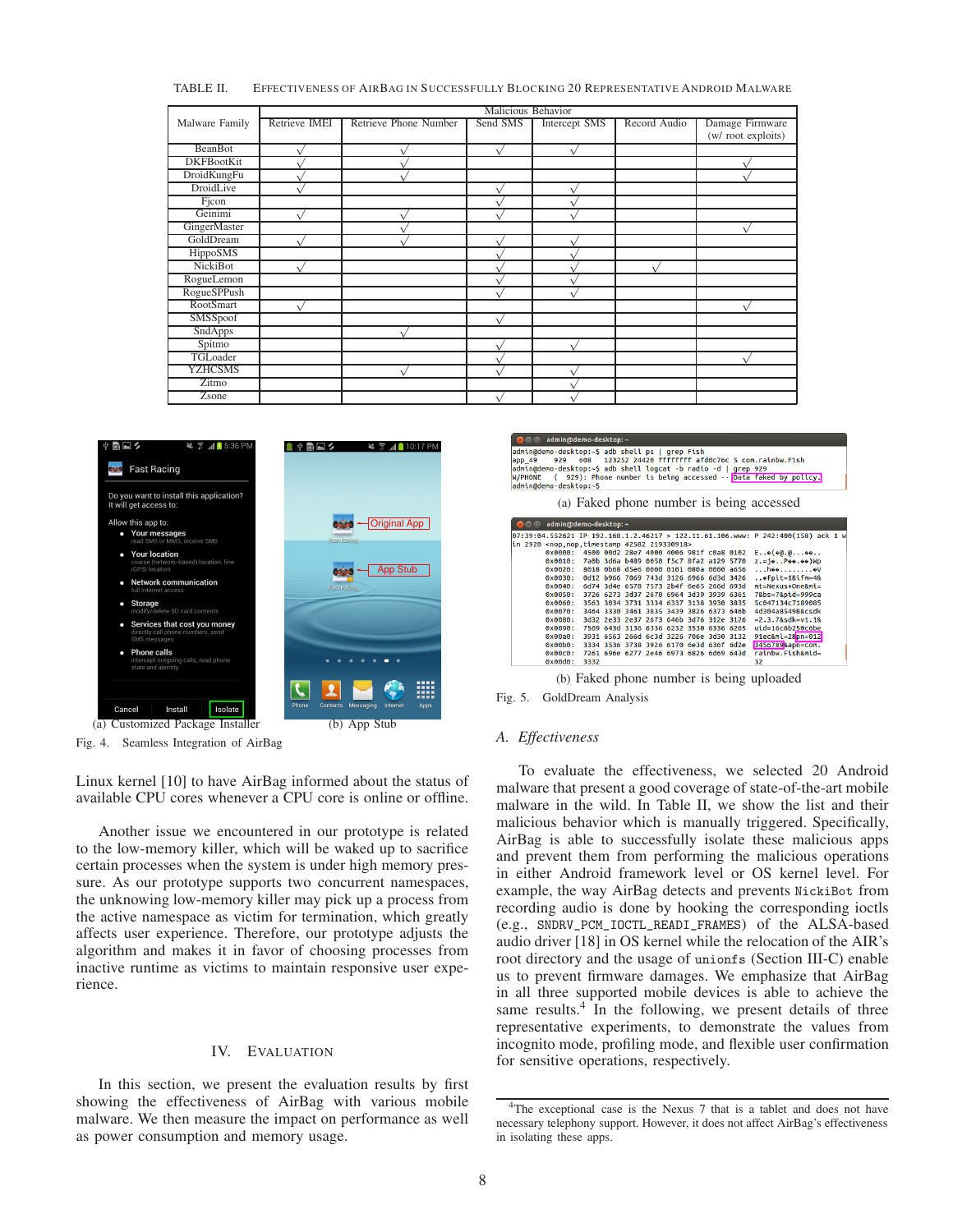TABLE II. EFFECTIVENESS OF AIRBAG IN SUCCESSFULLY BLOCKING 20 REPRESENTATIVE ANDROID MALWARE

| Malware Family | Malicious Behavior | | | | | |
|---|---|---|---|---|---|---|
| | Retrieve IMEI | Retrieve Phone Number | Send SMS | Intercept SMS | Record Audio | Damage Firmware (w/ root exploits) |
| BeanBot | √ | √ | √ | √ | | |
| DKFBootKit | √ | √ | | | | √ |
| DroidKungFu | √ | √ | | | | √ |
| DroidLive | √ | | √ | √ | | |
| Fjcon | | | √ | √ | | |
| Geinimi | √ | √ | √ | √ | | |
| GingerMaster | | √ | | | | √ |
| GoldDream | √ | √ | √ | √ | | |
| HippoSMS | | | √ | √ | | |
| NickiBot | √ | | √ | √ | √ | |
| RogueLemon | | | √ | √ | | |
| RogueSPPush | | | √ | √ | | |
| RootSmart | √ | | | | | √ |
| SMSSpoof | | | √ | | | |
| SndApps | | √ | | | | |
| Spitmo | | | √ | √ | | |
| TGLoader | | | √ | √ | | √ |
| YZHCSMS | | √ | √ | √ | | |
| Zitmo | | | | √ | | |
| Zsone | | | √ | √ | | |

(a) Customized Package Installer (b) App Stub

Fig. 4. Seamless Integration of AirBag

(a) Faked phone number is being accessed

(b) Faked phone number is being uploaded

Fig. 5. GoldDream Analysis

Linux kernel [10] to have AirBag informed about the status of available CPU cores whenever a CPU core is online or offline.

Another issue we encountered in our prototype is related to the low-memory killer, which will be waked up to sacrifice certain processes when the system is under high memory pressure. As our prototype supports two concurrent namespaces, the unknowing low-memory killer may pick up a process from the active namespace as victim for termination, which greatly affects user experience. Therefore, our prototype adjusts the algorithm and makes it in favor of choosing processes from inactive runtime as victims to maintain responsive user experience.

## IV. EVALUATION

In this section, we present the evaluation results by first showing the effectiveness of AirBag with various mobile malware. We then measure the impact on performance as well as power consumption and memory usage.

### A. Effectiveness

To evaluate the effectiveness, we selected 20 Android malware that present a good coverage of state-of-the-art mobile malware in the wild. In Table II, we show the list and their malicious behavior which is manually triggered. Specifically, AirBag is able to successfully isolate these malicious apps and prevent them from performing the malicious operations in either Android framework level or OS kernel level. For example, the way AirBag detects and prevents `NickiBot` from recording audio is done by hooking the corresponding ioctls (e.g., `SNDRV_PCM_IOCTL_READI_FRAMES`) of the ALSA-based audio driver [18] in OS kernel while the relocation of the AIR's root directory and the usage of `unionfs` (Section III-C) enable us to prevent firmware damages. We emphasize that AirBag in all three supported mobile devices is able to achieve the same results.[4] In the following, we present details of three representative experiments, to demonstrate the values from incognito mode, profiling mode, and flexible user confirmation for sensitive operations, respectively.

[4]The exceptional case is the Nexus 7 that is a tablet and does not have necessary telephony support. However, it does not affect AirBag's effectiveness in isolating these apps.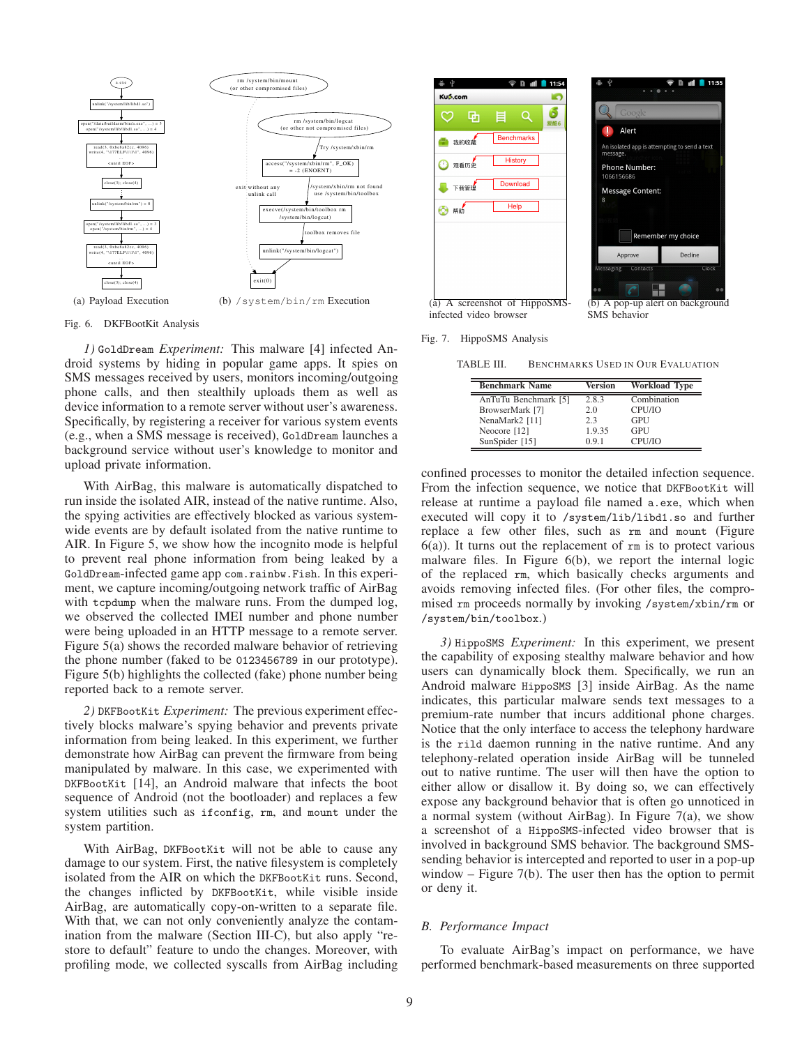(a) Payload Execution (b) /system/bin/rm Execution

Fig. 6. DKFBootKit Analysis

*1)* GoldDream *Experiment:* This malware [4] infected Android systems by hiding in popular game apps. It spies on SMS messages received by users, monitors incoming/outgoing phone calls, and then stealthily uploads them as well as device information to a remote server without user's awareness. Specifically, by registering a receiver for various system events (e.g., when a SMS message is received), GoldDream launches a background service without user's knowledge to monitor and upload private information.

With AirBag, this malware is automatically dispatched to run inside the isolated AIR, instead of the native runtime. Also, the spying activities are effectively blocked as various system-wide events are by default isolated from the native runtime to AIR. In Figure 5, we show how the incognito mode is helpful to prevent real phone information from being leaked by a GoldDream-infected game app com.rainbw.Fish. In this experiment, we capture incoming/outgoing network traffic of AirBag with tcpdump when the malware runs. From the dumped log, we observed the collected IMEI number and phone number were being uploaded in an HTTP message to a remote server. Figure 5(a) shows the recorded malware behavior of retrieving the phone number (faked to be 0123456789 in our prototype). Figure 5(b) highlights the collected (fake) phone number being reported back to a remote server.

*2)* DKFBootKit *Experiment:* The previous experiment effectively blocks malware's spying behavior and prevents private information from being leaked. In this experiment, we further demonstrate how AirBag can prevent the firmware from being manipulated by malware. In this case, we experimented with DKFBootKit [14], an Android malware that infects the boot sequence of Android (not the bootloader) and replaces a few system utilities such as ifconfig, rm, and mount under the system partition.

With AirBag, DKFBootKit will not be able to cause any damage to our system. First, the native filesystem is completely isolated from the AIR on which the DKFBootKit runs. Second, the changes inflicted by DKFBootKit, while visible inside AirBag, are automatically copy-on-written to a separate file. With that, we can not only conveniently analyze the contamination from the malware (Section III-C), but also apply "restore to default" feature to undo the changes. Moreover, with profiling mode, we collected syscalls from AirBag including confined processes to monitor the detailed infection sequence. From the infection sequence, we notice that DKFBootKit will release at runtime a payload file named a.exe, which when executed will copy it to /system/lib/libd1.so and further replace a few other files, such as rm and mount (Figure 6(a)). It turns out the replacement of rm is to protect various malware files. In Figure 6(b), we report the internal logic of the replaced rm, which basically checks arguments and avoids removing infected files. (For other files, the compromised rm proceeds normally by invoking /system/xbin/rm or /system/bin/toolbox.)

*3)* HippoSMS *Experiment:* In this experiment, we present the capability of exposing stealthy malware behavior and how users can dynamically block them. Specifically, we run an Android malware HippoSMS [3] inside AirBag. As the name indicates, this particular malware sends text messages to a premium-rate number that incurs additional phone charges. Notice that the only interface to access the telephony hardware is the rild daemon running in the native runtime. And any telephony-related operation inside AirBag will be tunneled out to native runtime. The user will then have the option to either allow or disallow it. By doing so, we can effectively expose any background behavior that is often go unnoticed in a normal system (without AirBag). In Figure 7(a), we show a screenshot of a HippoSMS-infected video browser that is involved in background SMS behavior. The background SMS-sending behavior is intercepted and reported to user in a pop-up window – Figure 7(b). The user then has the option to permit or deny it.

(a) A screenshot of HippoSMS-infected video browser (b) A pop-up alert on background SMS behavior

Fig. 7. HippoSMS Analysis

TABLE III. BENCHMARKS USED IN OUR EVALUATION

| Benchmark Name | Version | Workload Type |
|---|---|---|
| AnTuTu Benchmark [5] | 2.8.3 | Combination |
| BrowserMark [7] | 2.0 | CPU/IO |
| NenaMark2 [11] | 2.3 | GPU |
| Neocore [12] | 1.9.35 | GPU |
| SunSpider [15] | 0.9.1 | CPU/IO |

## B. Performance Impact

To evaluate AirBag's impact on performance, we have performed benchmark-based measurements on three supported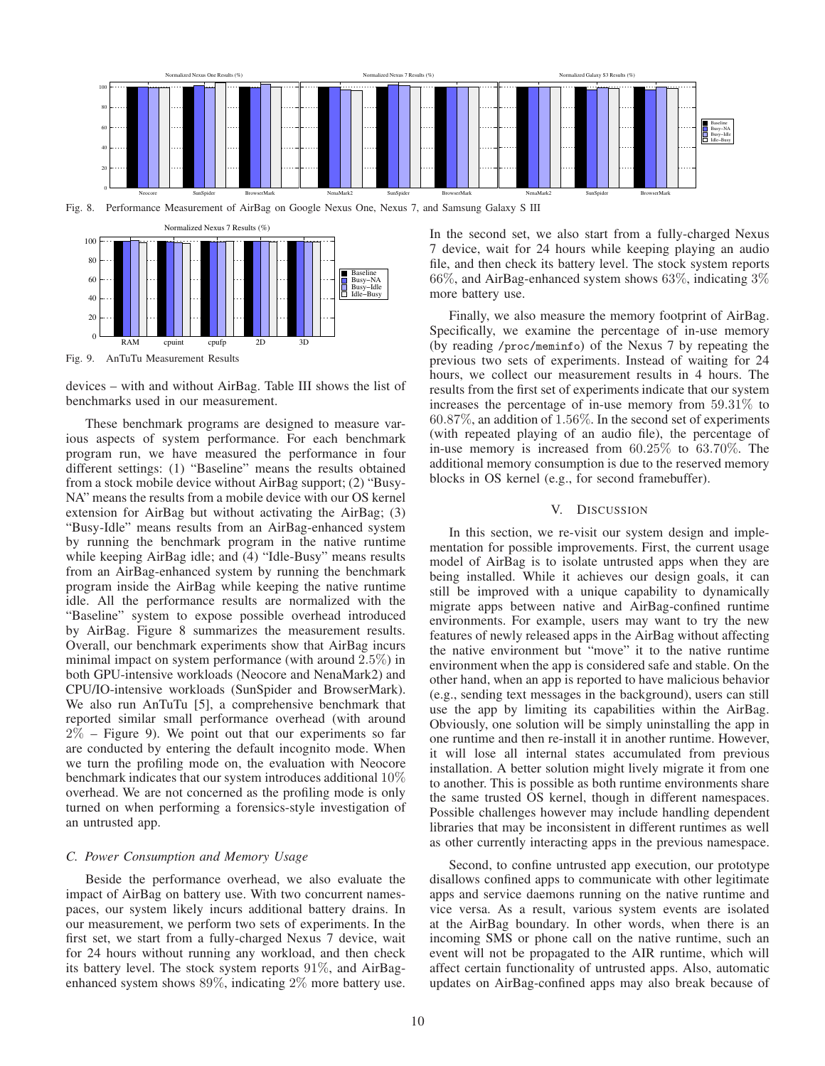Normalized Nexus One Results (%)

Normalized Nexus 7 Results (%)

Normalized Galaxy S3 Results (%)

100

80

60

40

20

0

Neocore SunSpider BrowserMark

NenaMark2 SunSpider BrowserMark

NenaMark2 SunSpider BrowserMark

Baseline
Busy–NA
Busy–Idle
Idle–Busy

Fig. 8. Performance Measurement of AirBag on Google Nexus One, Nexus 7, and Samsung Galaxy S III

Normalized Nexus 7 Results (%)

100

80

60

40

20

0

RAM cpuint cpufp 2D 3D

Baseline
Busy–NA
Busy–Idle
Idle–Busy

Fig. 9. AnTuTu Measurement Results

devices – with and without AirBag. Table III shows the list of benchmarks used in our measurement.

These benchmark programs are designed to measure various aspects of system performance. For each benchmark program run, we have measured the performance in four different settings: (1) "Baseline" means the results obtained from a stock mobile device without AirBag support; (2) "Busy-NA" means the results from a mobile device with our OS kernel extension for AirBag but without activating the AirBag; (3) "Busy-Idle" means results from an AirBag-enhanced system by running the benchmark program in the native runtime while keeping AirBag idle; and (4) "Idle-Busy" means results from an AirBag-enhanced system by running the benchmark program inside the AirBag while keeping the native runtime idle. All the performance results are normalized with the "Baseline" system to expose possible overhead introduced by AirBag. Figure 8 summarizes the measurement results. Overall, our benchmark experiments show that AirBag incurs minimal impact on system performance (with around $2.5\%$) in both GPU-intensive workloads (Neocore and NenaMark2) and CPU/IO-intensive workloads (SunSpider and BrowserMark). We also run AnTuTu [5], a comprehensive benchmark that reported similar small performance overhead (with around $2\%$ – Figure 9). We point out that our experiments so far are conducted by entering the default incognito mode. When we turn the profiling mode on, the evaluation with Neocore benchmark indicates that our system introduces additional $10\%$ overhead. We are not concerned as the profiling mode is only turned on when performing a forensics-style investigation of an untrusted app.

### C. Power Consumption and Memory Usage

Beside the performance overhead, we also evaluate the impact of AirBag on battery use. With two concurrent namespaces, our system likely incurs additional battery drains. In our measurement, we perform two sets of experiments. In the first set, we start from a fully-charged Nexus 7 device, wait for 24 hours without running any workload, and then check its battery level. The stock system reports $91\%$, and AirBag-enhanced system shows $89\%$, indicating $2\%$ more battery use. In the second set, we also start from a fully-charged Nexus 7 device, wait for 24 hours while keeping playing an audio file, and then check its battery level. The stock system reports $66\%$, and AirBag-enhanced system shows $63\%$, indicating $3\%$ more battery use.

Finally, we also measure the memory footprint of AirBag. Specifically, we examine the percentage of in-use memory (by reading `/proc/meminfo`) of the Nexus 7 by repeating the previous two sets of experiments. Instead of waiting for 24 hours, we collect our measurement results in 4 hours. The results from the first set of experiments indicate that our system increases the percentage of in-use memory from $59.31\%$ to $60.87\%$, an addition of $1.56\%$. In the second set of experiments (with repeated playing of an audio file), the percentage of in-use memory is increased from $60.25\%$ to $63.70\%$. The additional memory consumption is due to the reserved memory blocks in OS kernel (e.g., for second framebuffer).

## V. Discussion

In this section, we re-visit our system design and implementation for possible improvements. First, the current usage model of AirBag is to isolate untrusted apps when they are being installed. While it achieves our design goals, it can still be improved with a unique capability to dynamically migrate apps between native and AirBag-confined runtime environments. For example, users may want to try the new features of newly released apps in the AirBag without affecting the native environment but "move" it to the native runtime environment when the app is considered safe and stable. On the other hand, when an app is reported to have malicious behavior (e.g., sending text messages in the background), users can still use the app by limiting its capabilities within the AirBag. Obviously, one solution will be simply uninstalling the app in one runtime and then re-install it in another runtime. However, it will lose all internal states accumulated from previous installation. A better solution might lively migrate it from one to another. This is possible as both runtime environments share the same trusted OS kernel, though in different namespaces. Possible challenges however may include handling dependent libraries that may be inconsistent in different runtimes as well as other currently interacting apps in the previous namespace.

Second, to confine untrusted app execution, our prototype disallows confined apps to communicate with other legitimate apps and service daemons running on the native runtime and vice versa. As a result, various system events are isolated at the AirBag boundary. In other words, when there is an incoming SMS or phone call on the native runtime, such an event will not be propagated to the AIR runtime, which will affect certain functionality of untrusted apps. Also, automatic updates on AirBag-confined apps may also break because of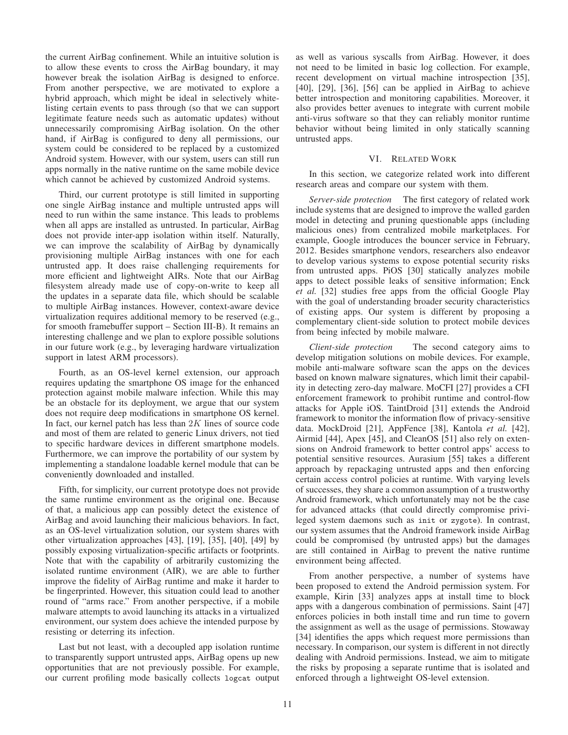the current AirBag confinement. While an intuitive solution is to allow these events to cross the AirBag boundary, it may however break the isolation AirBag is designed to enforce. From another perspective, we are motivated to explore a hybrid approach, which might be ideal in selectively white-listing certain events to pass through (so that we can support legitimate feature needs such as automatic updates) without unnecessarily compromising AirBag isolation. On the other hand, if AirBag is configured to deny all permissions, our system could be considered to be replaced by a customized Android system. However, with our system, users can still run apps normally in the native runtime on the same mobile device which cannot be achieved by customized Android systems.

Third, our current prototype is still limited in supporting one single AirBag instance and multiple untrusted apps will need to run within the same instance. This leads to problems when all apps are installed as untrusted. In particular, AirBag does not provide inter-app isolation within itself. Naturally, we can improve the scalability of AirBag by dynamically provisioning multiple AirBag instances with one for each untrusted app. It does raise challenging requirements for more efficient and lightweight AIRs. Note that our AirBag filesystem already made use of copy-on-write to keep all the updates in a separate data file, which should be scalable to multiple AirBag instances. However, context-aware device virtualization requires additional memory to be reserved (e.g., for smooth framebuffer support – Section III-B). It remains an interesting challenge and we plan to explore possible solutions in our future work (e.g., by leveraging hardware virtualization support in latest ARM processors).

Fourth, as an OS-level kernel extension, our approach requires updating the smartphone OS image for the enhanced protection against mobile malware infection. While this may be an obstacle for its deployment, we argue that our system does not require deep modifications in smartphone OS kernel. In fact, our kernel patch has less than $2K$ lines of source code and most of them are related to generic Linux drivers, not tied to specific hardware devices in different smartphone models. Furthermore, we can improve the portability of our system by implementing a standalone loadable kernel module that can be conveniently downloaded and installed.

Fifth, for simplicity, our current prototype does not provide the same runtime environment as the original one. Because of that, a malicious app can possibly detect the existence of AirBag and avoid launching their malicious behaviors. In fact, as an OS-level virtualization solution, our system shares with other virtualization approaches [43], [19], [35], [40], [49] by possibly exposing virtualization-specific artifacts or footprints. Note that with the capability of arbitrarily customizing the isolated runtime environment (AIR), we are able to further improve the fidelity of AirBag runtime and make it harder to be fingerprinted. However, this situation could lead to another round of "arms race." From another perspective, if a mobile malware attempts to avoid launching its attacks in a virtualized environment, our system does achieve the intended purpose by resisting or deterring its infection.

Last but not least, with a decoupled app isolation runtime to transparently support untrusted apps, AirBag opens up new opportunities that are not previously possible. For example, our current profiling mode basically collects `logcat` output as well as various syscalls from AirBag. However, it does not need to be limited in basic log collection. For example, recent development on virtual machine introspection [35], [40], [29], [36], [56] can be applied in AirBag to achieve better introspection and monitoring capabilities. Moreover, it also provides better avenues to integrate with current mobile anti-virus software so that they can reliably monitor runtime behavior without being limited in only statically scanning untrusted apps.

## VI. Related Work

In this section, we categorize related work into different research areas and compare our system with them.

*Server-side protection* The first category of related work include systems that are designed to improve the walled garden model in detecting and pruning questionable apps (including malicious ones) from centralized mobile marketplaces. For example, Google introduces the bouncer service in February, 2012. Besides smartphone vendors, researchers also endeavor to develop various systems to expose potential security risks from untrusted apps. PiOS [30] statically analyzes mobile apps to detect possible leaks of sensitive information; Enck *et al.* [32] studies free apps from the official Google Play with the goal of understanding broader security characteristics of existing apps. Our system is different by proposing a complementary client-side solution to protect mobile devices from being infected by mobile malware.

*Client-side protection* The second category aims to develop mitigation solutions on mobile devices. For example, mobile anti-malware software scan the apps on the devices based on known malware signatures, which limit their capability in detecting zero-day malware. MoCFI [27] provides a CFI enforcement framework to prohibit runtime and control-flow attacks for Apple iOS. TaintDroid [31] extends the Android framework to monitor the information flow of privacy-sensitive data. MockDroid [21], AppFence [38], Kantola *et al.* [42], Airmid [44], Apex [45], and CleanOS [51] also rely on extensions on Android framework to better control apps' access to potential sensitive resources. Aurasium [55] takes a different approach by repackaging untrusted apps and then enforcing certain access control policies at runtime. With varying levels of successes, they share a common assumption of a trustworthy Android framework, which unfortunately may not be the case for advanced attacks (that could directly compromise privileged system daemons such as `init` or `zygote`). In contrast, our system assumes that the Android framework inside AirBag could be compromised (by untrusted apps) but the damages are still contained in AirBag to prevent the native runtime environment being affected.

From another perspective, a number of systems have been proposed to extend the Android permission system. For example, Kirin [33] analyzes apps at install time to block apps with a dangerous combination of permissions. Saint [47] enforces policies in both install time and run time to govern the assignment as well as the usage of permissions. Stowaway [34] identifies the apps which request more permissions than necessary. In comparison, our system is different in not directly dealing with Android permissions. Instead, we aim to mitigate the risks by proposing a separate runtime that is isolated and enforced through a lightweight OS-level extension.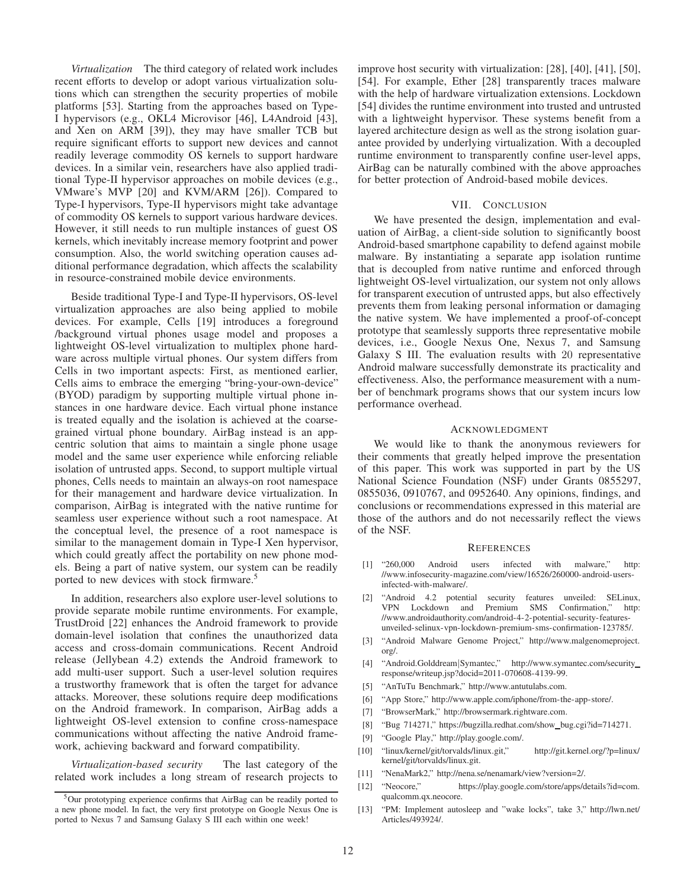*Virtualization* The third category of related work includes recent efforts to develop or adopt various virtualization solutions which can strengthen the security properties of mobile platforms [53]. Starting from the approaches based on Type-I hypervisors (e.g., OKL4 Microvisor [46], L4Android [43], and Xen on ARM [39]), they may have smaller TCB but require significant efforts to support new devices and cannot readily leverage commodity OS kernels to support hardware devices. In a similar vein, researchers have also applied traditional Type-II hypervisor approaches on mobile devices (e.g., VMware's MVP [20] and KVM/ARM [26]). Compared to Type-I hypervisors, Type-II hypervisors might take advantage of commodity OS kernels to support various hardware devices. However, it still needs to run multiple instances of guest OS kernels, which inevitably increase memory footprint and power consumption. Also, the world switching operation causes additional performance degradation, which affects the scalability in resource-constrained mobile device environments.

Beside traditional Type-I and Type-II hypervisors, OS-level virtualization approaches are also being applied to mobile devices. For example, Cells [19] introduces a foreground /background virtual phones usage model and proposes a lightweight OS-level virtualization to multiplex phone hardware across multiple virtual phones. Our system differs from Cells in two important aspects: First, as mentioned earlier, Cells aims to embrace the emerging "bring-your-own-device" (BYOD) paradigm by supporting multiple virtual phone instances in one hardware device. Each virtual phone instance is treated equally and the isolation is achieved at the coarse-grained virtual phone boundary. AirBag instead is an app-centric solution that aims to maintain a single phone usage model and the same user experience while enforcing reliable isolation of untrusted apps. Second, to support multiple virtual phones, Cells needs to maintain an always-on root namespace for their management and hardware device virtualization. In comparison, AirBag is integrated with the native runtime for seamless user experience without such a root namespace. At the conceptual level, the presence of a root namespace is similar to the management domain in Type-I Xen hypervisor, which could greatly affect the portability on new phone models. Being a part of native system, our system can be readily ported to new devices with stock firmware.[5]

In addition, researchers also explore user-level solutions to provide separate mobile runtime environments. For example, TrustDroid [22] enhances the Android framework to provide domain-level isolation that confines the unauthorized data access and cross-domain communications. Recent Android release (Jellybean 4.2) extends the Android framework to add multi-user support. Such a user-level solution requires a trustworthy framework that is often the target for advance attacks. Moreover, these solutions require deep modifications on the Android framework. In comparison, AirBag adds a lightweight OS-level extension to confine cross-namespace communications without affecting the native Android framework, achieving backward and forward compatibility.

*Virtualization-based security* The last category of the related work includes a long stream of research projects to improve host security with virtualization: [28], [40], [41], [50], [54]. For example, Ether [28] transparently traces malware with the help of hardware virtualization extensions. Lockdown [54] divides the runtime environment into trusted and untrusted with a lightweight hypervisor. These systems benefit from a layered architecture design as well as the strong isolation guarantee provided by underlying virtualization. With a decoupled runtime environment to transparently confine user-level apps, AirBag can be naturally combined with the above approaches for better protection of Android-based mobile devices.

[5] Our prototyping experience confirms that AirBag can be readily ported to a new phone model. In fact, the very first prototype on Google Nexus One is ported to Nexus 7 and Samsung Galaxy S III each within one week!

## VII. Conclusion

We have presented the design, implementation and evaluation of AirBag, a client-side solution to significantly boost Android-based smartphone capability to defend against mobile malware. By instantiating a separate app isolation runtime that is decoupled from native runtime and enforced through lightweight OS-level virtualization, our system not only allows for transparent execution of untrusted apps, but also effectively prevents them from leaking personal information or damaging the native system. We have implemented a proof-of-concept prototype that seamlessly supports three representative mobile devices, i.e., Google Nexus One, Nexus 7, and Samsung Galaxy S III. The evaluation results with 20 representative Android malware successfully demonstrate its practicality and effectiveness. Also, the performance measurement with a number of benchmark programs shows that our system incurs low performance overhead.

## Acknowledgment

We would like to thank the anonymous reviewers for their comments that greatly helped improve the presentation of this paper. This work was supported in part by the US National Science Foundation (NSF) under Grants 0855297, 0855036, 0910767, and 0952640. Any opinions, findings, and conclusions or recommendations expressed in this material are those of the authors and do not necessarily reflect the views of the NSF.

## References

[1] "260,000 Android users infected with malware," http://www.infosecurity-magazine.com/view/16526/260000-android-users-infected-with-malware/.

[2] "Android 4.2 potential security features unveiled: SELinux, VPN Lockdown and Premium SMS Confirmation," http://www.androidauthority.com/android-4-2-potential-security-features-unveiled-selinux-vpn-lockdown-premium-sms-confirmation-123785/.

[3] "Android Malware Genome Project," http://www.malgenomeproject.org/.

[4] "Android.Golddream|Symantec," http://www.symantec.com/security_response/writeup.jsp?docid=2011-070608-4139-99.

[5] "AnTuTu Benchmark," http://www.antutulabs.com.

[6] "App Store," http://www.apple.com/iphone/from-the-app-store/.

[7] "BrowserMark," http://browsermark.rightware.com.

[8] "Bug 714271," https://bugzilla.redhat.com/show_bug.cgi?id=714271.

[9] "Google Play," http://play.google.com/.

[10] "linux/kernel/git/torvalds/linux.git," http://git.kernel.org/?p=linux/kernel/git/torvalds/linux.git.

[11] "NenaMark2," http://nena.se/nenamark/view?version=2/.

[12] "Neocore," https://play.google.com/store/apps/details?id=com.qualcomm.qx.neocore.

[13] "PM: Implement autosleep and "wake locks", take 3," http://lwn.net/Articles/493924/.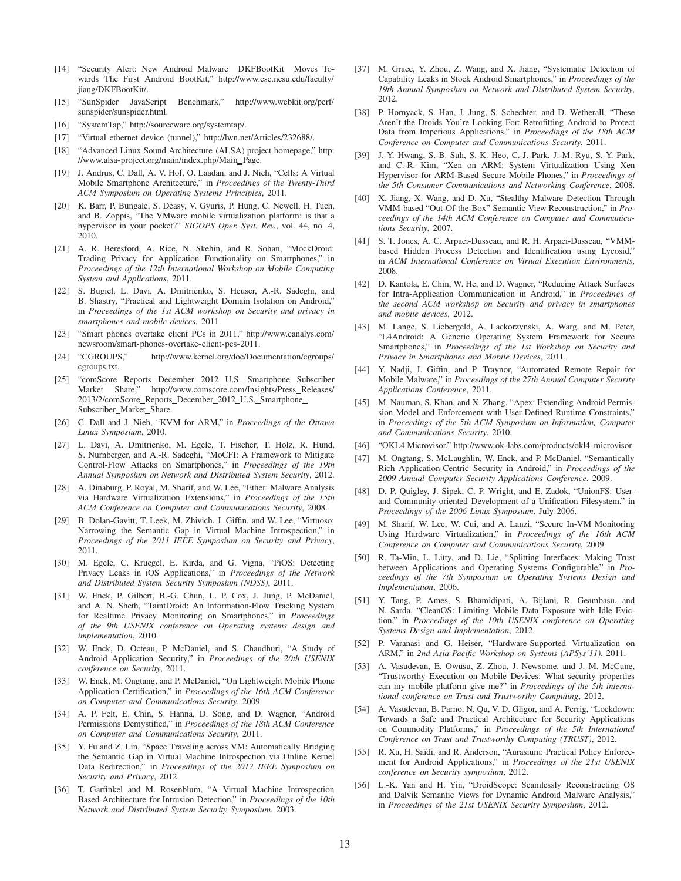[14] "Security Alert: New Android Malware DKFBootKit Moves Towards The First Android BootKit," http://www.csc.ncsu.edu/faculty/jiang/DKFBootKit/.

[15] "SunSpider JavaScript Benchmark," http://www.webkit.org/perf/sunspider/sunspider.html.

[16] "SystemTap," http://sourceware.org/systemtap/.

[17] "Virtual ethernet device (tunnel)," http://lwn.net/Articles/232688/.

[18] "Advanced Linux Sound Architecture (ALSA) project homepage," http://www.alsa-project.org/main/index.php/Main_Page.

[19] J. Andrus, C. Dall, A. V. Hof, O. Laadan, and J. Nieh, "Cells: A Virtual Mobile Smartphone Architecture," in *Proceedings of the Twenty-Third ACM Symposium on Operating Systems Principles*, 2011.

[20] K. Barr, P. Bungale, S. Deasy, V. Gyuris, P. Hung, C. Newell, H. Tuch, and B. Zoppis, "The VMware mobile virtualization platform: is that a hypervisor in your pocket?" *SIGOPS Oper. Syst. Rev.*, vol. 44, no. 4, 2010.

[21] A. R. Beresford, A. Rice, N. Skehin, and R. Sohan, "MockDroid: Trading Privacy for Application Functionality on Smartphones," in *Proceedings of the 12th International Workshop on Mobile Computing System and Applications*, 2011.

[22] S. Bugiel, L. Davi, A. Dmitrienko, S. Heuser, A.-R. Sadeghi, and B. Shastry, "Practical and Lightweight Domain Isolation on Android," in *Proceedings of the 1st ACM workshop on Security and privacy in smartphones and mobile devices*, 2011.

[23] "Smart phones overtake client PCs in 2011," http://www.canalys.com/newsroom/smart-phones-overtake-client-pcs-2011.

[24] "CGROUPS," http://www.kernel.org/doc/Documentation/cgroups/cgroups.txt.

[25] "comScore Reports December 2012 U.S. Smartphone Subscriber Market Share," http://www.comscore.com/Insights/Press_Releases/2013/2/comScore_Reports_December_2012_U.S._Smartphone_Subscriber_Market_Share.

[26] C. Dall and J. Nieh, "KVM for ARM," in *Proceedings of the Ottawa Linux Symposium*, 2010.

[27] L. Davi, A. Dmitrienko, M. Egele, T. Fischer, T. Holz, R. Hund, S. Nurnberger, and A.-R. Sadeghi, "MoCFI: A Framework to Mitigate Control-Flow Attacks on Smartphones," in *Proceedings of the 19th Annual Symposium on Network and Distributed System Security*, 2012.

[28] A. Dinaburg, P. Royal, M. Sharif, and W. Lee, "Ether: Malware Analysis via Hardware Virtualization Extensions," in *Proceedings of the 15th ACM Conference on Computer and Communications Security*, 2008.

[29] B. Dolan-Gavitt, T. Leek, M. Zhivich, J. Giffin, and W. Lee, "Virtuoso: Narrowing the Semantic Gap in Virtual Machine Introspection," in *Proceedings of the 2011 IEEE Symposium on Security and Privacy*, 2011.

[30] M. Egele, C. Kruegel, E. Kirda, and G. Vigna, "PiOS: Detecting Privacy Leaks in iOS Applications," in *Proceedings of the Network and Distributed System Security Symposium (NDSS)*, 2011.

[31] W. Enck, P. Gilbert, B.-G. Chun, L. P. Cox, J. Jung, P. McDaniel, and A. N. Sheth, "TaintDroid: An Information-Flow Tracking System for Realtime Privacy Monitoring on Smartphones," in *Proceedings of the 9th USENIX conference on Operating systems design and implementation*, 2010.

[32] W. Enck, D. Octeau, P. McDaniel, and S. Chaudhuri, "A Study of Android Application Security," in *Proceedings of the 20th USENIX conference on Security*, 2011.

[33] W. Enck, M. Ongtang, and P. McDaniel, "On Lightweight Mobile Phone Application Certification," in *Proceedings of the 16th ACM Conference on Computer and Communications Security*, 2009.

[34] A. P. Felt, E. Chin, S. Hanna, D. Song, and D. Wagner, "Android Permissions Demystified," in *Proceedings of the 18th ACM Conference on Computer and Communications Security*, 2011.

[35] Y. Fu and Z. Lin, "Space Traveling across VM: Automatically Bridging the Semantic Gap in Virtual Machine Introspection via Online Kernel Data Redirection," in *Proceedings of the 2012 IEEE Symposium on Security and Privacy*, 2012.

[36] T. Garfinkel and M. Rosenblum, "A Virtual Machine Introspection Based Architecture for Intrusion Detection," in *Proceedings of the 10th Network and Distributed System Security Symposium*, 2003.

[37] M. Grace, Y. Zhou, Z. Wang, and X. Jiang, "Systematic Detection of Capability Leaks in Stock Android Smartphones," in *Proceedings of the 19th Annual Symposium on Network and Distributed System Security*, 2012.

[38] P. Hornyack, S. Han, J. Jung, S. Schechter, and D. Wetherall, "These Aren't the Droids You're Looking For: Retrofitting Android to Protect Data from Imperious Applications," in *Proceedings of the 18th ACM Conference on Computer and Communications Security*, 2011.

[39] J.-Y. Hwang, S.-B. Suh, S.-K. Heo, C.-J. Park, J.-M. Ryu, S.-Y. Park, and C.-R. Kim, "Xen on ARM: System Virtualization Using Xen Hypervisor for ARM-Based Secure Mobile Phones," in *Proceedings of the 5th Consumer Communications and Networking Conference*, 2008.

[40] X. Jiang, X. Wang, and D. Xu, "Stealthy Malware Detection Through VMM-based "Out-Of-the-Box" Semantic View Reconstruction," in *Proceedings of the 14th ACM Conference on Computer and Communications Security*, 2007.

[41] S. T. Jones, A. C. Arpaci-Dusseau, and R. H. Arpaci-Dusseau, "VMM-based Hidden Process Detection and Identification using Lycosid," in *ACM International Conference on Virtual Execution Environments*, 2008.

[42] D. Kantola, E. Chin, W. He, and D. Wagner, "Reducing Attack Surfaces for Intra-Application Communication in Android," in *Proceedings of the second ACM workshop on Security and privacy in smartphones and mobile devices*, 2012.

[43] M. Lange, S. Liebergeld, A. Lackorzynski, A. Warg, and M. Peter, "L4Android: A Generic Operating System Framework for Secure Smartphones," in *Proceedings of the 1st Workshop on Security and Privacy in Smartphones and Mobile Devices*, 2011.

[44] Y. Nadji, J. Giffin, and P. Traynor, "Automated Remote Repair for Mobile Malware," in *Proceedings of the 27th Annual Computer Security Applications Conference*, 2011.

[45] M. Nauman, S. Khan, and X. Zhang, "Apex: Extending Android Permission Model and Enforcement with User-Defined Runtime Constraints," in *Proceedings of the 5th ACM Symposium on Information, Computer and Communications Security*, 2010.

[46] "OKL4 Microvisor," http://www.ok-labs.com/products/okl4-microvisor.

[47] M. Ongtang, S. McLaughlin, W. Enck, and P. McDaniel, "Semantically Rich Application-Centric Security in Android," in *Proceedings of the 2009 Annual Computer Security Applications Conference*, 2009.

[48] D. P. Quigley, J. Sipek, C. P. Wright, and E. Zadok, "UnionFS: User- and Community-oriented Development of a Unification Filesystem," in *Proceedings of the 2006 Linux Symposium*, July 2006.

[49] M. Sharif, W. Lee, W. Cui, and A. Lanzi, "Secure In-VM Monitoring Using Hardware Virtualization," in *Proceedings of the 16th ACM Conference on Computer and Communications Security*, 2009.

[50] R. Ta-Min, L. Litty, and D. Lie, "Splitting Interfaces: Making Trust between Applications and Operating Systems Configurable," in *Proceedings of the 7th Symposium on Operating Systems Design and Implementation*, 2006.

[51] Y. Tang, P. Ames, S. Bhamidipati, A. Bijlani, R. Geambasu, and N. Sarda, "CleanOS: Limiting Mobile Data Exposure with Idle Eviction," in *Proceedings of the 10th USENIX conference on Operating Systems Design and Implementation*, 2012.

[52] P. Varanasi and G. Heiser, "Hardware-Supported Virtualization on ARM," in *2nd Asia-Pacific Workshop on Systems (APSys'11)*, 2011.

[53] A. Vasudevan, E. Owusu, Z. Zhou, J. Newsome, and J. M. McCune, "Trustworthy Execution on Mobile Devices: What security properties can my mobile platform give me?" in *Proceedings of the 5th international conference on Trust and Trustworthy Computing*, 2012.

[54] A. Vasudevan, B. Parno, N. Qu, V. D. Gligor, and A. Perrig, "Lockdown: Towards a Safe and Practical Architecture for Security Applications on Commodity Platforms," in *Proceedings of the 5th International Conference on Trust and Trustworthy Computing (TRUST)*, 2012.

[55] R. Xu, H. Saïdi, and R. Anderson, "Aurasium: Practical Policy Enforcement for Android Applications," in *Proceedings of the 21st USENIX conference on Security symposium*, 2012.

[56] L.-K. Yan and H. Yin, "DroidScope: Seamlessly Reconstructing OS and Dalvik Semantic Views for Dynamic Android Malware Analysis," in *Proceedings of the 21st USENIX Security Symposium*, 2012.